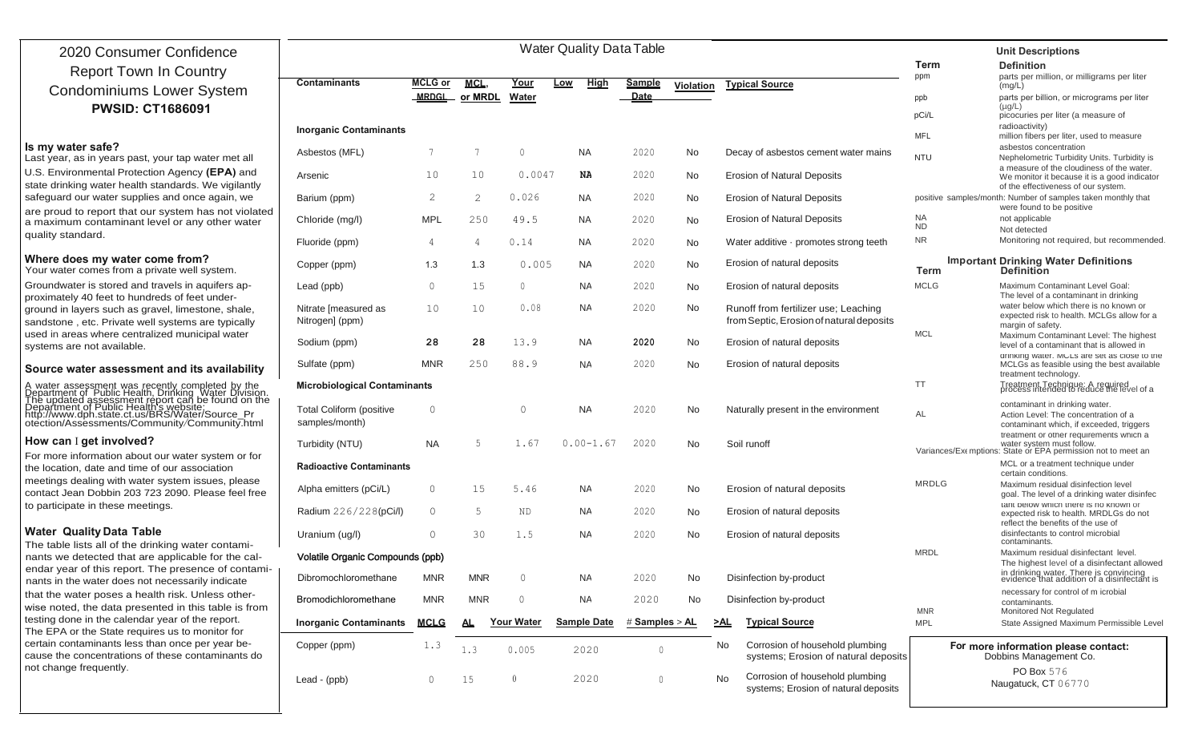# 2020 Consumer Confidence Report Town In Country Condominiums Lower System

**PWSID: CT1686091**

## Is my water safe?

Last year, as in years past, your tap water met all U.S. Environmental Protection Agency **(EPA)** and state drinking water health standards. We vigilantly safeguard our water supplies and once again, we are proud to report that our system has not violated a maximum contaminant level or any other water quality standard.

## Where does my water come from?

Your water comes from a private well system.

Groundwater is stored and travels in aquifers approximately 40 feet to hundreds of feet underground in layers such as gravel, limestone, shale, sandstone , etc. Private well systems are typically used in areas where centralized municipal water systems are not available.

## Source water assessment and its availability

A water assessment was recently completed by the Department of Public Health, Drinking Water Division. The updated assessment report can be found on the Department of Public Health's website: http://www.dph.state.ct.us/BRS/Water/Source_Protection/Assessments/Community/Community.html

## How can I get involved?

For more information about our water system or for the location, date and time of our association meetings dealing with water system issues, please contact Jean Dobbin 203 723 2090. Please feel free to participate in these meetings.

## Water Quality Data Table

The table lists all of the drinking water contaminants we detected that are applicable for the calendar year of this report. The presence of contaminants in the water does not necessarily indicate that the water poses a health risk. Unless otherwise noted, the data presented in this table is from testing done in the calendar year of the report. The EPA or the State requires us to monitor for certain contaminants less than once per year because the concentrations of these contaminants do not change frequently.

## Water Quality Data Table

| Contaminants | MCLG or MRDGL | MCL, or MRDL | Your Water | Low | High | Sample Date | Violation | Typical Source |
|---|---|---|---|---|---|---|---|---|
| **Inorganic Contaminants** | | | | | | | | |
| Asbestos (MFL) | 7 | 7 | 0 | | NA | 2020 | No | Decay of asbestos cement water mains |
| Arsenic | 10 | 10 | 0.0047 | | NA | 2020 | No | Erosion of Natural Deposits |
| Barium (ppm) | 2 | 2 | 0.026 | | NA | 2020 | No | Erosion of Natural Deposits |
| Chloride (mg/l) | MPL | 250 | 49.5 | | NA | 2020 | No | Erosion of Natural Deposits |
| Fluoride (ppm) | 4 | 4 | 0.14 | | NA | 2020 | No | Water additive · promotes strong teeth |
| Copper (ppm) | 1.3 | 1.3 | 0.005 | | NA | 2020 | No | Erosion of natural deposits |
| Lead (ppb) | 0 | 15 | 0 | | NA | 2020 | No | Erosion of natural deposits |
| Nitrate [measured as Nitrogen] (ppm) | 10 | 10 | 0.08 | | NA | 2020 | No | Runoff from fertilizer use; Leaching from Septic, Erosion of natural deposits |
| Sodium (ppm) | **28** | **28** | 13.9 | | NA | **2020** | No | Erosion of natural deposits |
| Sulfate (ppm) | MNR | 250 | 88.9 | | NA | 2020 | No | Erosion of natural deposits |
| **Microbiological Contaminants** | | | | | | | | |
| Total Coliform (positive samples/month) | 0 | | 0 | | NA | 2020 | No | Naturally present in the environment |
| Turbidity (NTU) | NA | 5 | 1.67 | | 0.00-1.67 | 2020 | No | Soil runoff |
| **Radioactive Contaminants** | | | | | | | | |
| Alpha emitters (pCi/L) | 0 | 15 | 5.46 | | NA | 2020 | No | Erosion of natural deposits |
| Radium 226/228(pCi/l) | 0 | 5 | ND | | NA | 2020 | No | Erosion of natural deposits |
| Uranium (ug/l) | 0 | 30 | 1.5 | | NA | 2020 | No | Erosion of natural deposits |
| **Volatile Organic Compounds (ppb)** | | | | | | | | |
| Dibromochloromethane | MNR | MNR | 0 | | NA | 2020 | No | Disinfection by-product |
| Bromodichloromethane | MNR | MNR | 0 | | NA | 2020 | No | Disinfection by-product |

| Inorganic Contaminants | MCLG | AL | Your Water | Sample Date | # Samples > AL | >AL | Typical Source |
|---|---|---|---|---|---|---|---|
| Copper (ppm) | 1.3 | 1.3 | 0.005 | 2020 | 0 | No | Corrosion of household plumbing systems; Erosion of natural deposits |
| Lead - (ppb) | 0 | 15 | 0 | 2020 | 0 | No | Corrosion of household plumbing systems; Erosion of natural deposits |

## Unit Descriptions

| Term | Definition |
|---|---|
| ppm | parts per million, or milligrams per liter (mg/L) |
| ppb | parts per billion, or micrograms per liter (µg/L) |
| pCi/L | picocuries per liter (a measure of radioactivity) |
| MFL | million fibers per liter, used to measure asbestos concentration |
| NTU | Nephelometric Turbidity Units. Turbidity is a measure of the cloudiness of the water. We monitor it because it is a good indicator of the effectiveness of our system. |
| positive samples/month | Number of samples taken monthly that were found to be positive |
| NA | not applicable |
| ND | Not detected |
| NR | Monitoring not required, but recommended. |

## Important Drinking Water Definitions

| Term | Definition |
|---|---|
| MCLG | Maximum Contaminant Level Goal: The level of a contaminant in drinking water below which there is no known or expected risk to health. MCLGs allow for a margin of safety. |
| MCL | Maximum Contaminant Level: The highest level of a contaminant that is allowed in drinking water. MCLs are set as close to the MCLGs as feasible using the best available treatment technology. |
| TT | Treatment Technique: A required process intended to reduce the level of a contaminant in drinking water. |
| AL | Action Level: The concentration of a contaminant which, if exceeded, triggers treatment or other requirements which a water system must follow. |
| Variances/Exemptions | State or EPA permission not to meet an MCL or a treatment technique under certain conditions. |
| MRDLG | Maximum residual disinfection level goal. The level of a drinking water disinfectant below which there is no known or expected risk to health. MRDLGs do not reflect the benefits of the use of disinfectants to control microbial contaminants. |
| MRDL | Maximum residual disinfectant level. The highest level of a disinfectant allowed in drinking water. There is convincing evidence that addition of a disinfectant is necessary for control of microbial contaminants. |
| MNR | Monitored Not Regulated |
| MPL | State Assigned Maximum Permissible Level |

**For more information please contact:**

Dobbins Management Co.

PO Box 576

Naugatuck, CT 06770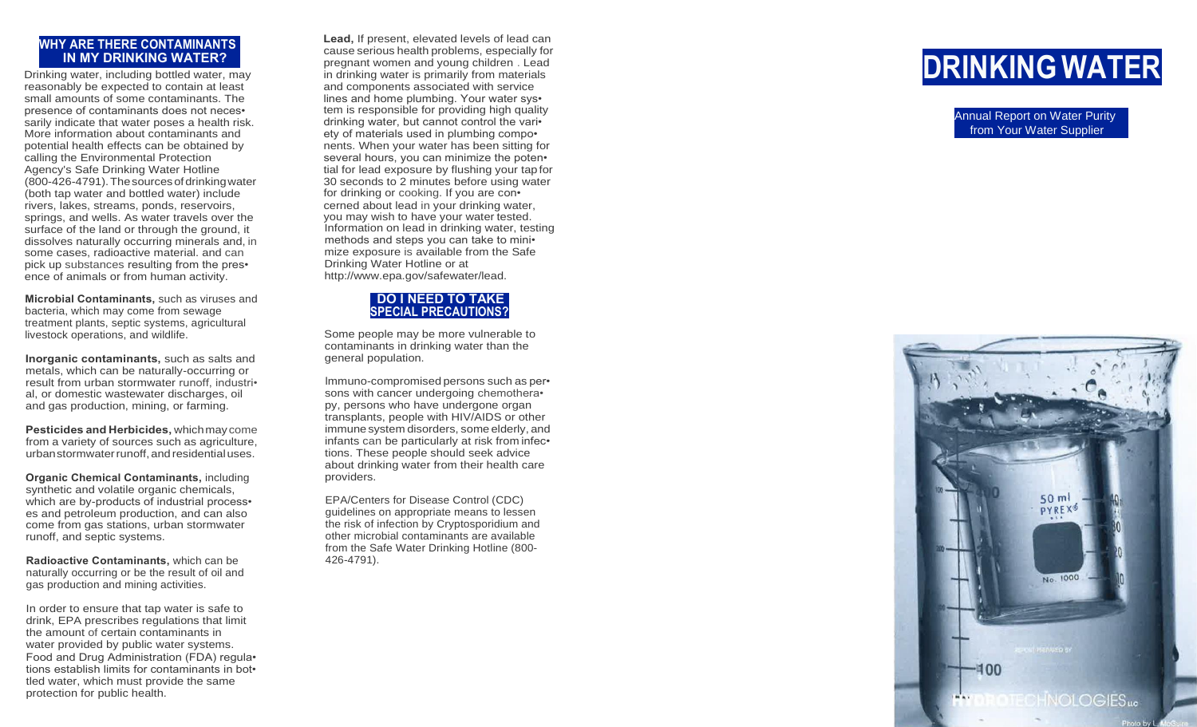## WHY ARE THERE CONTAMINANTS IN MY DRINKING WATER?

Drinking water, including bottled water, may reasonably be expected to contain at least small amounts of some contaminants. The presence of contaminants does not necessarily indicate that water poses a health risk. More information about contaminants and potential health effects can be obtained by calling the Environmental Protection Agency's Safe Drinking Water Hotline (800-426-4791). The sources of drinking water (both tap water and bottled water) include rivers, lakes, streams, ponds, reservoirs, springs, and wells. As water travels over the surface of the land or through the ground, it dissolves naturally occurring minerals and, in some cases, radioactive material. and can pick up substances resulting from the presence of animals or from human activity.

**Microbial Contaminants,** such as viruses and bacteria, which may come from sewage treatment plants, septic systems, agricultural livestock operations, and wildlife.

**Inorganic contaminants,** such as salts and metals, which can be naturally-occurring or result from urban stormwater runoff, industrial, or domestic wastewater discharges, oil and gas production, mining, or farming.

**Pesticides and Herbicides,** which may come from a variety of sources such as agriculture, urban stormwater runoff, and residential uses.

**Organic Chemical Contaminants,** including synthetic and volatile organic chemicals, which are by-products of industrial processes and petroleum production, and can also come from gas stations, urban stormwater runoff, and septic systems.

**Radioactive Contaminants,** which can be naturally occurring or be the result of oil and gas production and mining activities.

In order to ensure that tap water is safe to drink, EPA prescribes regulations that limit the amount of certain contaminants in water provided by public water systems. Food and Drug Administration (FDA) regulations establish limits for contaminants in bottled water, which must provide the same protection for public health.

**Lead,** If present, elevated levels of lead can cause serious health problems, especially for pregnant women and young children . Lead in drinking water is primarily from materials and components associated with service lines and home plumbing. Your water system is responsible for providing high quality drinking water, but cannot control the variety of materials used in plumbing components. When your water has been sitting for several hours, you can minimize the potential for lead exposure by flushing your tap for 30 seconds to 2 minutes before using water for drinking or cooking. If you are concerned about lead in your drinking water, you may wish to have your water tested. Information on lead in drinking water, testing methods and steps you can take to minimize exposure is available from the Safe Drinking Water Hotline or at http://www.epa.gov/safewater/lead.

## DO I NEED TO TAKE SPECIAL PRECAUTIONS?

Some people may be more vulnerable to contaminants in drinking water than the general population.

Immuno-compromised persons such as persons with cancer undergoing chemotherapy, persons who have undergone organ transplants, people with HIV/AIDS or other immune system disorders, some elderly, and infants can be particularly at risk from infections. These people should seek advice about drinking water from their health care providers.

EPA/Centers for Disease Control (CDC) guidelines on appropriate means to lessen the risk of infection by Cryptosporidium and other microbial contaminants are available from the Safe Water Drinking Hotline (800-426-4791).

# DRINKING WATER

Annual Report on Water Purity from Your Water Supplier

REPORT PREPARED BY

HYDROTECHNOLOGIES LLC

Photo by L. McGuire